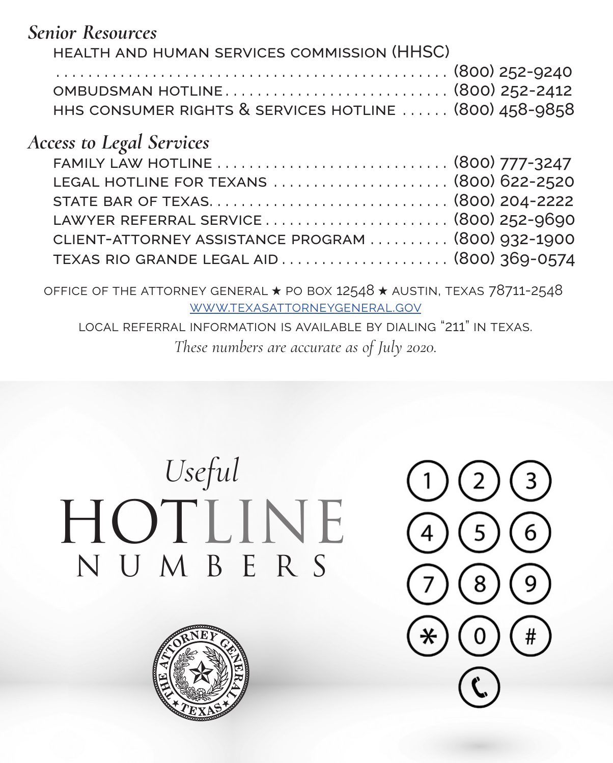## *Senior Resources*

- HEALTH AND HUMAN SERVICES COMMISSION (HHSC) .......... (800) 252-9240
- OMBUDSMAN HOTLINE .......... (800) 252-2412
- HHS CONSUMER RIGHTS & SERVICES HOTLINE .......... (800) 458-9858

## *Access to Legal Services*

- FAMILY LAW HOTLINE .......... (800) 777-3247
- LEGAL HOTLINE FOR TEXANS .......... (800) 622-2520
- STATE BAR OF TEXAS .......... (800) 204-2222
- LAWYER REFERRAL SERVICE .......... (800) 252-9690
- CLIENT-ATTORNEY ASSISTANCE PROGRAM .......... (800) 932-1900
- TEXAS RIO GRANDE LEGAL AID .......... (800) 369-0574

OFFICE OF THE ATTORNEY GENERAL ★ PO BOX 12548 ★ AUSTIN, TEXAS 78711-2548

WWW.TEXASATTORNEYGENERAL.GOV

LOCAL REFERRAL INFORMATION IS AVAILABLE BY DIALING "211" IN TEXAS.

*These numbers are accurate as of July 2020.*

# *Useful* HOTLINE NUMBERS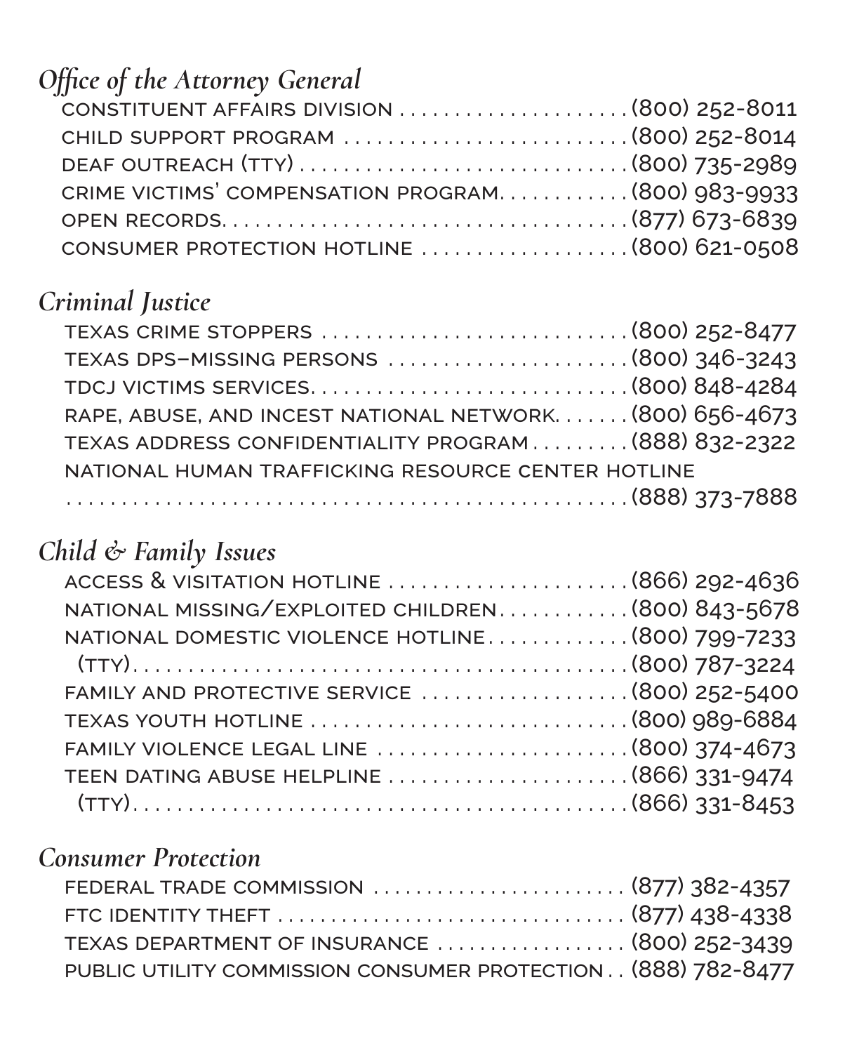## *Office of the Attorney General*

CONSTITUENT AFFAIRS DIVISION .................... (800) 252-8011
CHILD SUPPORT PROGRAM .......................... (800) 252-8014
DEAF OUTREACH (TTY) .............................. (800) 735-2989
CRIME VICTIMS' COMPENSATION PROGRAM............ (800) 983-9933
OPEN RECORDS...................................... (877) 673-6839
CONSUMER PROTECTION HOTLINE .................... (800) 621-0508

## *Criminal Justice*

TEXAS CRIME STOPPERS ............................ (800) 252-8477
TEXAS DPS–MISSING PERSONS ...................... (800) 346-3243
TDCJ VICTIMS SERVICES............................ (800) 848-4284
RAPE, ABUSE, AND INCEST NATIONAL NETWORK....... (800) 656-4673
TEXAS ADDRESS CONFIDENTIALITY PROGRAM......... (888) 832-2322
NATIONAL HUMAN TRAFFICKING RESOURCE CENTER HOTLINE
............................................. (888) 373-7888

## *Child & Family Issues*

ACCESS & VISITATION HOTLINE ..................... (866) 292-4636
NATIONAL MISSING/EXPLOITED CHILDREN............ (800) 843-5678
NATIONAL DOMESTIC VIOLENCE HOTLINE............. (800) 799-7233
(TTY)............................................. (800) 787-3224
FAMILY AND PROTECTIVE SERVICE ................... (800) 252-5400
TEXAS YOUTH HOTLINE ............................ (800) 989-6884
FAMILY VIOLENCE LEGAL LINE ...................... (800) 374-4673
TEEN DATING ABUSE HELPLINE ..................... (866) 331-9474
(TTY)............................................. (866) 331-8453

## *Consumer Protection*

FEDERAL TRADE COMMISSION ....................... (877) 382-4357
FTC IDENTITY THEFT ................................ (877) 438-4338
TEXAS DEPARTMENT OF INSURANCE ................. (800) 252-3439
PUBLIC UTILITY COMMISSION CONSUMER PROTECTION . . (888) 782-8477